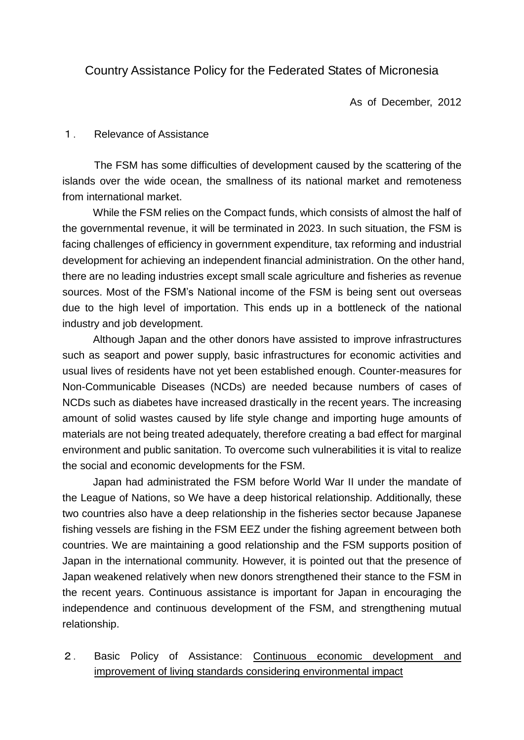# Country Assistance Policy for the Federated States of Micronesia

As of December, 2012

## １． Relevance of Assistance

The FSM has some difficulties of development caused by the scattering of the islands over the wide ocean, the smallness of its national market and remoteness from international market.

While the FSM relies on the Compact funds, which consists of almost the half of the governmental revenue, it will be terminated in 2023. In such situation, the FSM is facing challenges of efficiency in government expenditure, tax reforming and industrial development for achieving an independent financial administration. On the other hand, there are no leading industries except small scale agriculture and fisheries as revenue sources. Most of the FSM's National income of the FSM is being sent out overseas due to the high level of importation. This ends up in a bottleneck of the national industry and job development.

Although Japan and the other donors have assisted to improve infrastructures such as seaport and power supply, basic infrastructures for economic activities and usual lives of residents have not yet been established enough. Counter-measures for Non-Communicable Diseases (NCDs) are needed because numbers of cases of NCDs such as diabetes have increased drastically in the recent years. The increasing amount of solid wastes caused by life style change and importing huge amounts of materials are not being treated adequately, therefore creating a bad effect for marginal environment and public sanitation. To overcome such vulnerabilities it is vital to realize the social and economic developments for the FSM.

Japan had administrated the FSM before World War II under the mandate of the League of Nations, so We have a deep historical relationship. Additionally, these two countries also have a deep relationship in the fisheries sector because Japanese fishing vessels are fishing in the FSM EEZ under the fishing agreement between both countries. We are maintaining a good relationship and the FSM supports position of Japan in the international community. However, it is pointed out that the presence of Japan weakened relatively when new donors strengthened their stance to the FSM in the recent years. Continuous assistance is important for Japan in encouraging the independence and continuous development of the FSM, and strengthening mutual relationship.

## ２． Basic Policy of Assistance: Continuous economic development and improvement of living standards considering environmental impact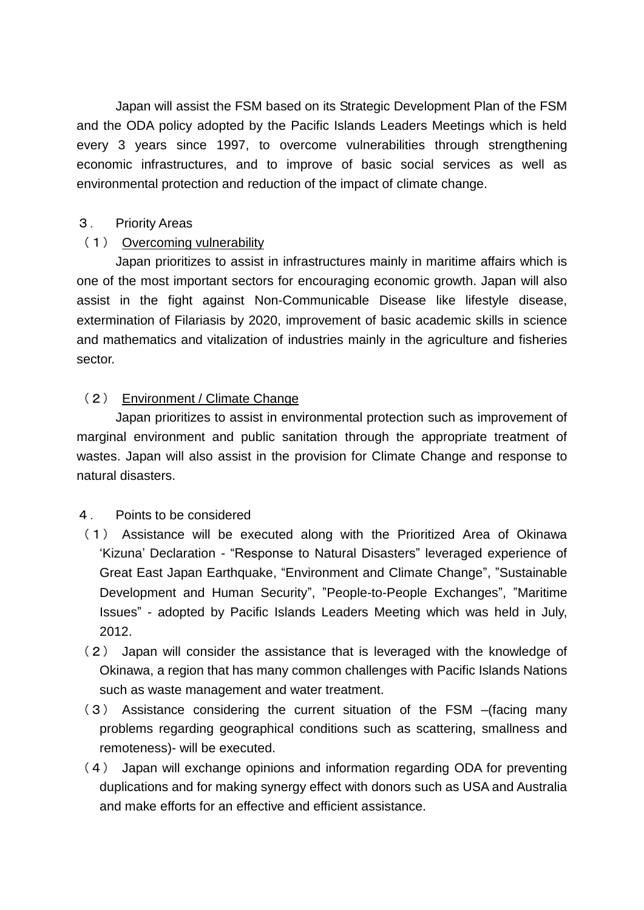Japan will assist the FSM based on its Strategic Development Plan of the FSM and the ODA policy adopted by the Pacific Islands Leaders Meetings which is held every 3 years since 1997, to overcome vulnerabilities through strengthening economic infrastructures, and to improve of basic social services as well as environmental protection and reduction of the impact of climate change.

## ３． Priority Areas

### （１） Overcoming vulnerability

Japan prioritizes to assist in infrastructures mainly in maritime affairs which is one of the most important sectors for encouraging economic growth. Japan will also assist in the fight against Non-Communicable Disease like lifestyle disease, extermination of Filariasis by 2020, improvement of basic academic skills in science and mathematics and vitalization of industries mainly in the agriculture and fisheries sector.

### （２） Environment / Climate Change

Japan prioritizes to assist in environmental protection such as improvement of marginal environment and public sanitation through the appropriate treatment of wastes. Japan will also assist in the provision for Climate Change and response to natural disasters.

## ４． Points to be considered

（１） Assistance will be executed along with the Prioritized Area of Okinawa ‘Kizuna’ Declaration - “Response to Natural Disasters” leveraged experience of Great East Japan Earthquake, “Environment and Climate Change”, ”Sustainable Development and Human Security”, ”People-to-People Exchanges”, ”Maritime Issues” - adopted by Pacific Islands Leaders Meeting which was held in July, 2012.

（２） Japan will consider the assistance that is leveraged with the knowledge of Okinawa, a region that has many common challenges with Pacific Islands Nations such as waste management and water treatment.

（３） Assistance considering the current situation of the FSM –(facing many problems regarding geographical conditions such as scattering, smallness and remoteness)- will be executed.

（４） Japan will exchange opinions and information regarding ODA for preventing duplications and for making synergy effect with donors such as USA and Australia and make efforts for an effective and efficient assistance.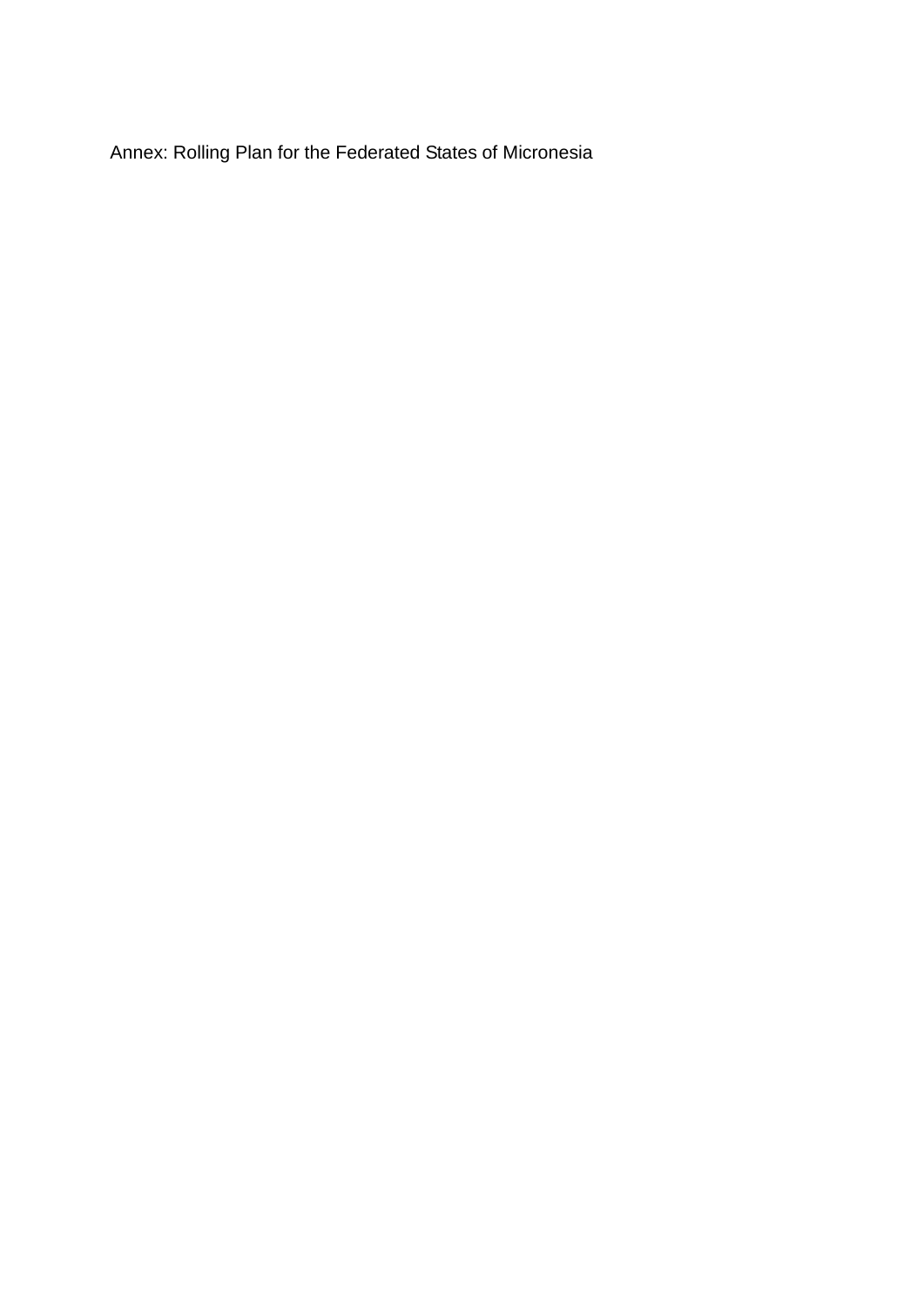Annex: Rolling Plan for the Federated States of Micronesia